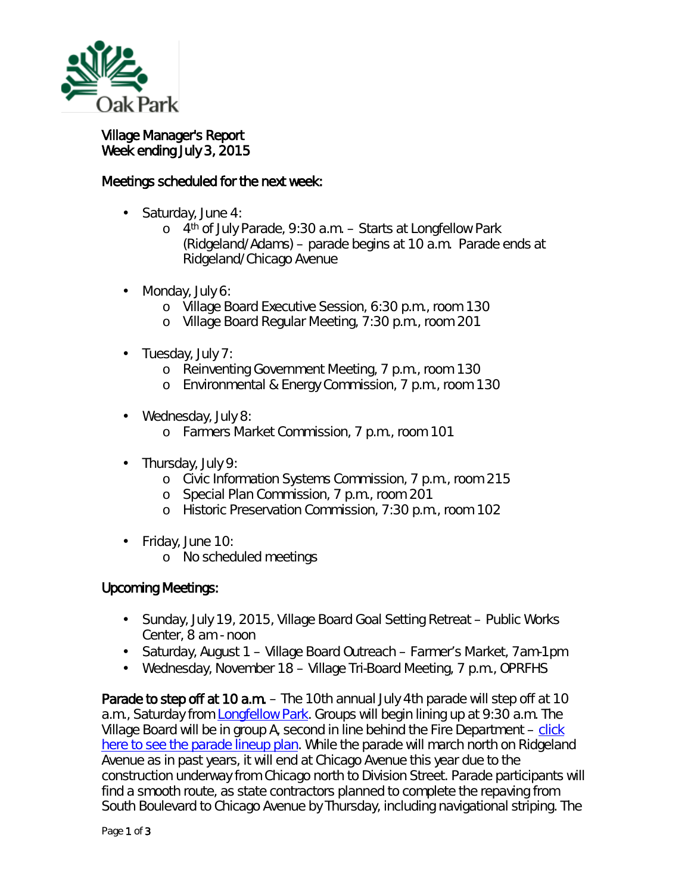Oak Park

# Village Manager's Report
Week ending July 3, 2015

## Meetings scheduled for the next week:

- Saturday, June 4:
  - 4th of July Parade, 9:30 a.m. – Starts at Longfellow Park (Ridgeland/Adams) – parade begins at 10 a.m. Parade ends at Ridgeland/Chicago Avenue
- Monday, July 6:
  - Village Board Executive Session, 6:30 p.m., room 130
  - Village Board Regular Meeting, 7:30 p.m., room 201
- Tuesday, July 7:
  - Reinventing Government Meeting, 7 p.m., room 130
  - Environmental & Energy Commission, 7 p.m., room 130
- Wednesday, July 8:
  - Farmers Market Commission, 7 p.m., room 101
- Thursday, July 9:
  - Civic Information Systems Commission, 7 p.m., room 215
  - Special Plan Commission, 7 p.m., room 201
  - Historic Preservation Commission, 7:30 p.m., room 102
- Friday, June 10:
  - No scheduled meetings

## Upcoming Meetings:

- Sunday, July 19, 2015, Village Board Goal Setting Retreat – Public Works Center, 8 am - noon
- Saturday, August 1 – Village Board Outreach – Farmer's Market, 7am-1pm
- Wednesday, November 18 – Village Tri-Board Meeting, 7 p.m., OPRFHS

**Parade to step off at 10 a.m.** – The 10th annual July 4th parade will step off at 10 a.m., Saturday from Longfellow Park. Groups will begin lining up at 9:30 a.m. The Village Board will be in group A, second in line behind the Fire Department – click here to see the parade lineup plan. While the parade will march north on Ridgeland Avenue as in past years, it will end at Chicago Avenue this year due to the construction underway from Chicago north to Division Street. Parade participants will find a smooth route, as state contractors planned to complete the repaving from South Boulevard to Chicago Avenue by Thursday, including navigational striping. The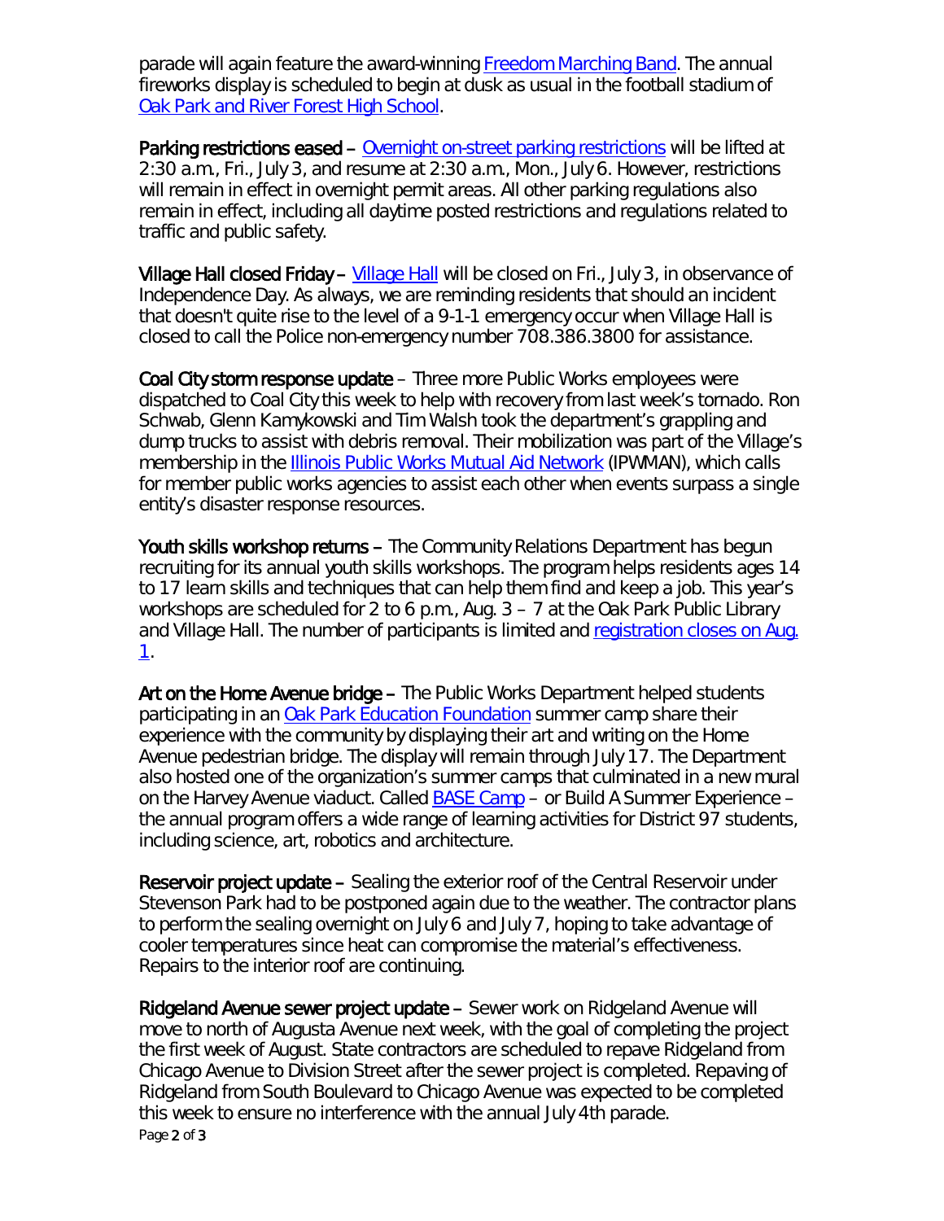parade will again feature the award-winning Freedom Marching Band. The annual fireworks display is scheduled to begin at dusk as usual in the football stadium of Oak Park and River Forest High School.

**Parking restrictions eased** – Overnight on-street parking restrictions will be lifted at 2:30 a.m., Fri., July 3, and resume at 2:30 a.m., Mon., July 6. However, restrictions will remain in effect in overnight permit areas. All other parking regulations also remain in effect, including all daytime posted restrictions and regulations related to traffic and public safety.

**Village Hall closed Friday** – Village Hall will be closed on Fri., July 3, in observance of Independence Day. As always, we are reminding residents that should an incident that doesn't quite rise to the level of a 9-1-1 emergency occur when Village Hall is closed to call the Police non-emergency number 708.386.3800 for assistance.

**Coal City storm response update** – Three more Public Works employees were dispatched to Coal City this week to help with recovery from last week's tornado. Ron Schwab, Glenn Kamykowski and Tim Walsh took the department's grappling and dump trucks to assist with debris removal. Their mobilization was part of the Village's membership in the Illinois Public Works Mutual Aid Network (IPWMAN), which calls for member public works agencies to assist each other when events surpass a single entity's disaster response resources.

**Youth skills workshop returns** – The Community Relations Department has begun recruiting for its annual youth skills workshops. The program helps residents ages 14 to 17 learn skills and techniques that can help them find and keep a job. This year's workshops are scheduled for 2 to 6 p.m., Aug. 3 – 7 at the Oak Park Public Library and Village Hall. The number of participants is limited and registration closes on Aug. 1.

**Art on the Home Avenue bridge** – The Public Works Department helped students participating in an Oak Park Education Foundation summer camp share their experience with the community by displaying their art and writing on the Home Avenue pedestrian bridge. The display will remain through July 17. The Department also hosted one of the organization's summer camps that culminated in a new mural on the Harvey Avenue viaduct. Called BASE Camp – or Build A Summer Experience – the annual program offers a wide range of learning activities for District 97 students, including science, art, robotics and architecture.

**Reservoir project update** – Sealing the exterior roof of the Central Reservoir under Stevenson Park had to be postponed again due to the weather. The contractor plans to perform the sealing overnight on July 6 and July 7, hoping to take advantage of cooler temperatures since heat can compromise the material's effectiveness. Repairs to the interior roof are continuing.

**Ridgeland Avenue sewer project update** – Sewer work on Ridgeland Avenue will move to north of Augusta Avenue next week, with the goal of completing the project the first week of August. State contractors are scheduled to repave Ridgeland from Chicago Avenue to Division Street after the sewer project is completed. Repaving of Ridgeland from South Boulevard to Chicago Avenue was expected to be completed this week to ensure no interference with the annual July 4th parade.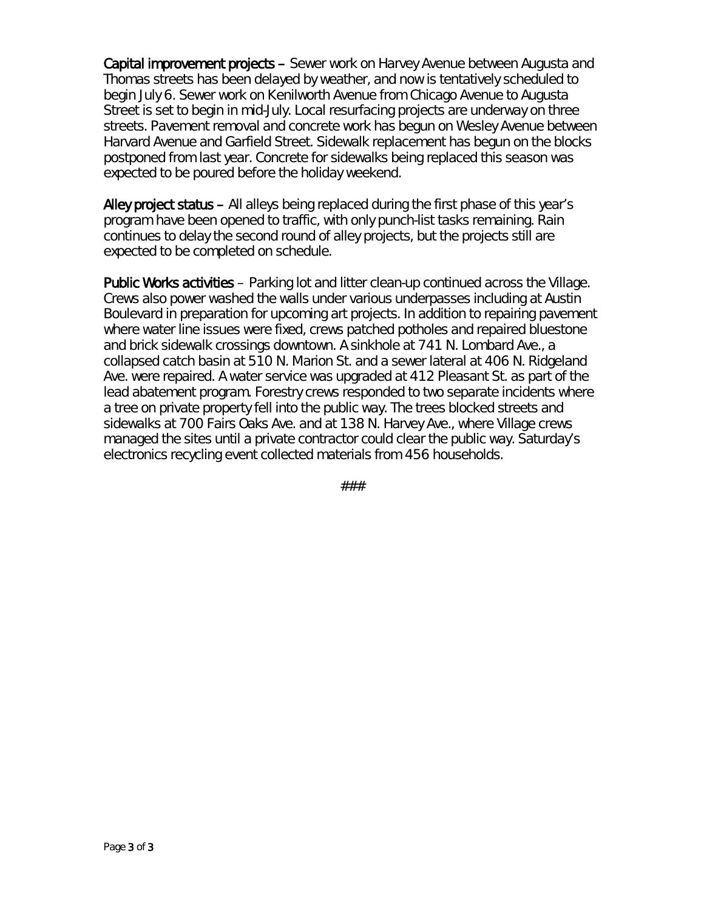**Capital improvement projects** – Sewer work on Harvey Avenue between Augusta and Thomas streets has been delayed by weather, and now is tentatively scheduled to begin July 6. Sewer work on Kenilworth Avenue from Chicago Avenue to Augusta Street is set to begin in mid-July. Local resurfacing projects are underway on three streets. Pavement removal and concrete work has begun on Wesley Avenue between Harvard Avenue and Garfield Street. Sidewalk replacement has begun on the blocks postponed from last year. Concrete for sidewalks being replaced this season was expected to be poured before the holiday weekend.

**Alley project status** – All alleys being replaced during the first phase of this year's program have been opened to traffic, with only punch-list tasks remaining. Rain continues to delay the second round of alley projects, but the projects still are expected to be completed on schedule.

**Public Works activities** – Parking lot and litter clean-up continued across the Village. Crews also power washed the walls under various underpasses including at Austin Boulevard in preparation for upcoming art projects. In addition to repairing pavement where water line issues were fixed, crews patched potholes and repaired bluestone and brick sidewalk crossings downtown. A sinkhole at 741 N. Lombard Ave., a collapsed catch basin at 510 N. Marion St. and a sewer lateral at 406 N. Ridgeland Ave. were repaired. A water service was upgraded at 412 Pleasant St. as part of the lead abatement program. Forestry crews responded to two separate incidents where a tree on private property fell into the public way. The trees blocked streets and sidewalks at 700 Fairs Oaks Ave. and at 138 N. Harvey Ave., where Village crews managed the sites until a private contractor could clear the public way. Saturday's electronics recycling event collected materials from 456 households.

###